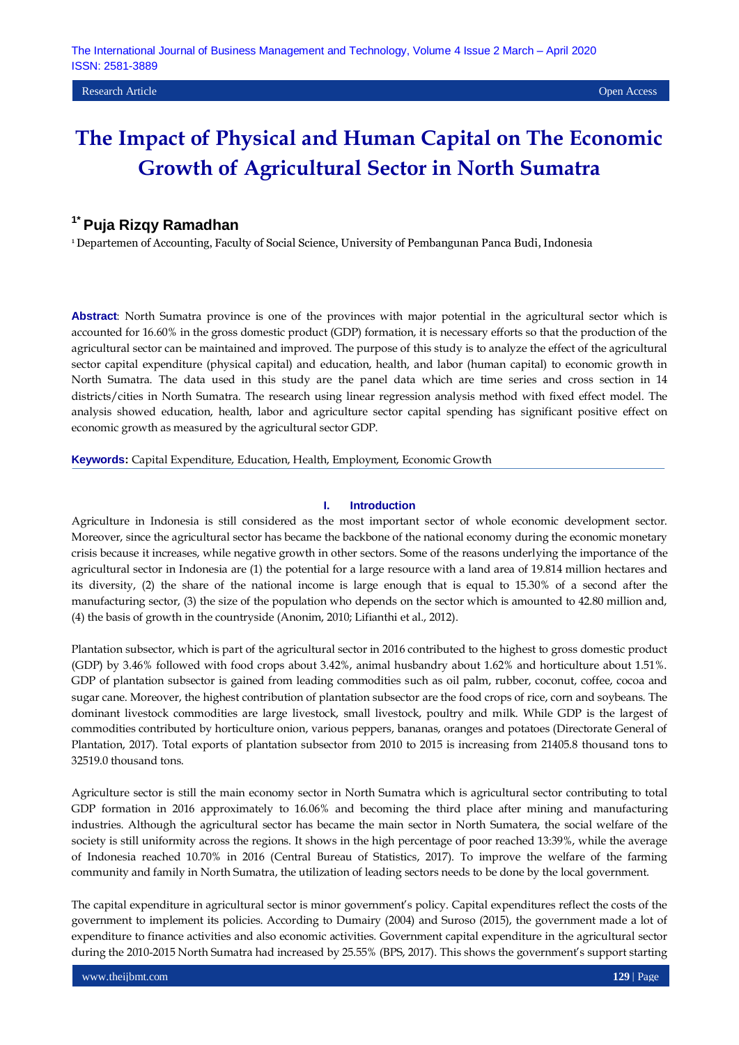Research Article

Open Access

# The Impact of Physical and Human Capital on The Economic Growth of Agricultural Sector in North Sumatra

## [1*] Puja Rizqy Ramadhan

[1] Departemen of Accounting, Faculty of Social Science, University of Pembangunan Panca Budi, Indonesia

**Abstract**: North Sumatra province is one of the provinces with major potential in the agricultural sector which is accounted for 16.60% in the gross domestic product (GDP) formation, it is necessary efforts so that the production of the agricultural sector can be maintained and improved. The purpose of this study is to analyze the effect of the agricultural sector capital expenditure (physical capital) and education, health, and labor (human capital) to economic growth in North Sumatra. The data used in this study are the panel data which are time series and cross section in 14 districts/cities in North Sumatra. The research using linear regression analysis method with fixed effect model. The analysis showed education, health, labor and agriculture sector capital spending has significant positive effect on economic growth as measured by the agricultural sector GDP.

**Keywords:** Capital Expenditure, Education, Health, Employment, Economic Growth

## I. Introduction

Agriculture in Indonesia is still considered as the most important sector of whole economic development sector. Moreover, since the agricultural sector has became the backbone of the national economy during the economic monetary crisis because it increases, while negative growth in other sectors. Some of the reasons underlying the importance of the agricultural sector in Indonesia are (1) the potential for a large resource with a land area of 19.814 million hectares and its diversity, (2) the share of the national income is large enough that is equal to 15.30% of a second after the manufacturing sector, (3) the size of the population who depends on the sector which is amounted to 42.80 million and, (4) the basis of growth in the countryside (Anonim, 2010; Lifianthi et al., 2012).

Plantation subsector, which is part of the agricultural sector in 2016 contributed to the highest to gross domestic product (GDP) by 3.46% followed with food crops about 3.42%, animal husbandry about 1.62% and horticulture about 1.51%. GDP of plantation subsector is gained from leading commodities such as oil palm, rubber, coconut, coffee, cocoa and sugar cane. Moreover, the highest contribution of plantation subsector are the food crops of rice, corn and soybeans. The dominant livestock commodities are large livestock, small livestock, poultry and milk. While GDP is the largest of commodities contributed by horticulture onion, various peppers, bananas, oranges and potatoes (Directorate General of Plantation, 2017). Total exports of plantation subsector from 2010 to 2015 is increasing from 21405.8 thousand tons to 32519.0 thousand tons.

Agriculture sector is still the main economy sector in North Sumatra which is agricultural sector contributing to total GDP formation in 2016 approximately to 16.06% and becoming the third place after mining and manufacturing industries. Although the agricultural sector has became the main sector in North Sumatera, the social welfare of the society is still uniformity across the regions. It shows in the high percentage of poor reached 13:39%, while the average of Indonesia reached 10.70% in 2016 (Central Bureau of Statistics, 2017). To improve the welfare of the farming community and family in North Sumatra, the utilization of leading sectors needs to be done by the local government.

The capital expenditure in agricultural sector is minor government's policy. Capital expenditures reflect the costs of the government to implement its policies. According to Dumairy (2004) and Suroso (2015), the government made a lot of expenditure to finance activities and also economic activities. Government capital expenditure in the agricultural sector during the 2010-2015 North Sumatra had increased by 25.55% (BPS, 2017). This shows the government's support starting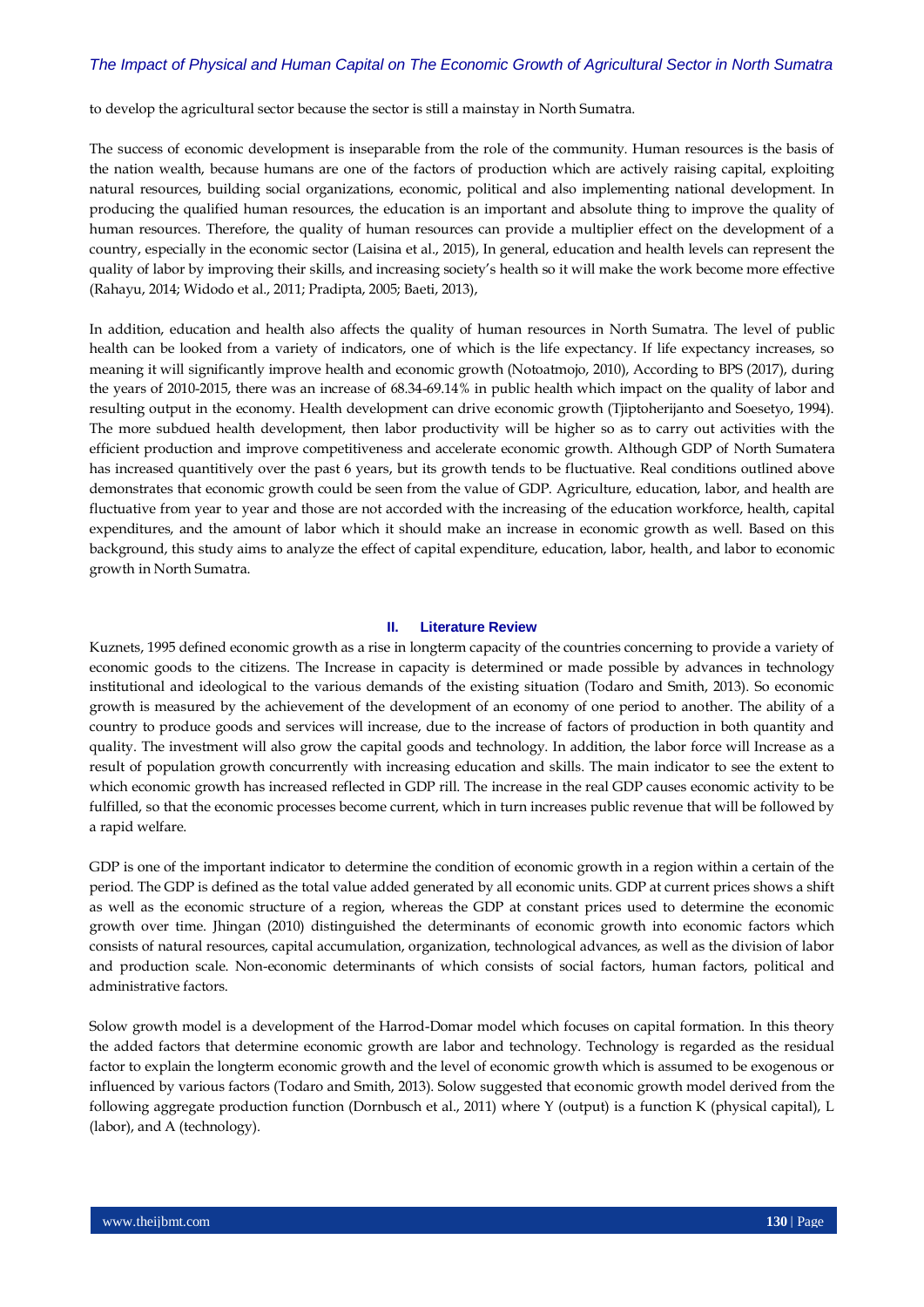to develop the agricultural sector because the sector is still a mainstay in North Sumatra.

The success of economic development is inseparable from the role of the community. Human resources is the basis of the nation wealth, because humans are one of the factors of production which are actively raising capital, exploiting natural resources, building social organizations, economic, political and also implementing national development. In producing the qualified human resources, the education is an important and absolute thing to improve the quality of human resources. Therefore, the quality of human resources can provide a multiplier effect on the development of a country, especially in the economic sector (Laisina et al., 2015), In general, education and health levels can represent the quality of labor by improving their skills, and increasing society's health so it will make the work become more effective (Rahayu, 2014; Widodo et al., 2011; Pradipta, 2005; Baeti, 2013),

In addition, education and health also affects the quality of human resources in North Sumatra. The level of public health can be looked from a variety of indicators, one of which is the life expectancy. If life expectancy increases, so meaning it will significantly improve health and economic growth (Notoatmojo, 2010), According to BPS (2017), during the years of 2010-2015, there was an increase of 68.34-69.14% in public health which impact on the quality of labor and resulting output in the economy. Health development can drive economic growth (Tjiptoherijanto and Soesetyo, 1994). The more subdued health development, then labor productivity will be higher so as to carry out activities with the efficient production and improve competitiveness and accelerate economic growth. Although GDP of North Sumatera has increased quantitively over the past 6 years, but its growth tends to be fluctuative. Real conditions outlined above demonstrates that economic growth could be seen from the value of GDP. Agriculture, education, labor, and health are fluctuative from year to year and those are not accorded with the increasing of the education workforce, health, capital expenditures, and the amount of labor which it should make an increase in economic growth as well. Based on this background, this study aims to analyze the effect of capital expenditure, education, labor, health, and labor to economic growth in North Sumatra.

## II. Literature Review

Kuznets, 1995 defined economic growth as a rise in longterm capacity of the countries concerning to provide a variety of economic goods to the citizens. The Increase in capacity is determined or made possible by advances in technology institutional and ideological to the various demands of the existing situation (Todaro and Smith, 2013). So economic growth is measured by the achievement of the development of an economy of one period to another. The ability of a country to produce goods and services will increase, due to the increase of factors of production in both quantity and quality. The investment will also grow the capital goods and technology. In addition, the labor force will Increase as a result of population growth concurrently with increasing education and skills. The main indicator to see the extent to which economic growth has increased reflected in GDP rill. The increase in the real GDP causes economic activity to be fulfilled, so that the economic processes become current, which in turn increases public revenue that will be followed by a rapid welfare.

GDP is one of the important indicator to determine the condition of economic growth in a region within a certain of the period. The GDP is defined as the total value added generated by all economic units. GDP at current prices shows a shift as well as the economic structure of a region, whereas the GDP at constant prices used to determine the economic growth over time. Jhingan (2010) distinguished the determinants of economic growth into economic factors which consists of natural resources, capital accumulation, organization, technological advances, as well as the division of labor and production scale. Non-economic determinants of which consists of social factors, human factors, political and administrative factors.

Solow growth model is a development of the Harrod-Domar model which focuses on capital formation. In this theory the added factors that determine economic growth are labor and technology. Technology is regarded as the residual factor to explain the longterm economic growth and the level of economic growth which is assumed to be exogenous or influenced by various factors (Todaro and Smith, 2013). Solow suggested that economic growth model derived from the following aggregate production function (Dornbusch et al., 2011) where Y (output) is a function K (physical capital), L (labor), and A (technology).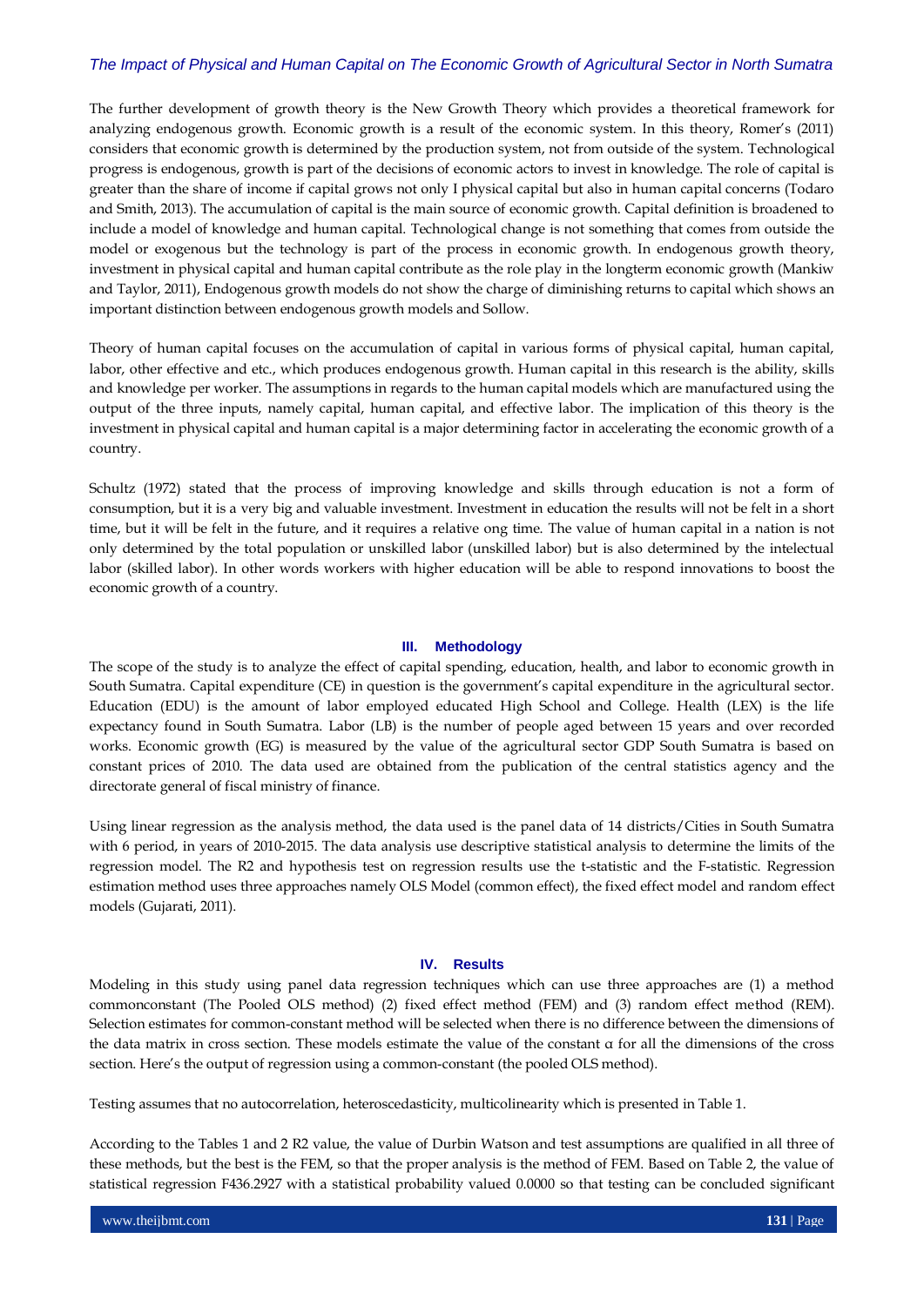The further development of growth theory is the New Growth Theory which provides a theoretical framework for analyzing endogenous growth. Economic growth is a result of the economic system. In this theory, Romer's (2011) considers that economic growth is determined by the production system, not from outside of the system. Technological progress is endogenous, growth is part of the decisions of economic actors to invest in knowledge. The role of capital is greater than the share of income if capital grows not only I physical capital but also in human capital concerns (Todaro and Smith, 2013). The accumulation of capital is the main source of economic growth. Capital definition is broadened to include a model of knowledge and human capital. Technological change is not something that comes from outside the model or exogenous but the technology is part of the process in economic growth. In endogenous growth theory, investment in physical capital and human capital contribute as the role play in the longterm economic growth (Mankiw and Taylor, 2011), Endogenous growth models do not show the charge of diminishing returns to capital which shows an important distinction between endogenous growth models and Sollow.

Theory of human capital focuses on the accumulation of capital in various forms of physical capital, human capital, labor, other effective and etc., which produces endogenous growth. Human capital in this research is the ability, skills and knowledge per worker. The assumptions in regards to the human capital models which are manufactured using the output of the three inputs, namely capital, human capital, and effective labor. The implication of this theory is the investment in physical capital and human capital is a major determining factor in accelerating the economic growth of a country.

Schultz (1972) stated that the process of improving knowledge and skills through education is not a form of consumption, but it is a very big and valuable investment. Investment in education the results will not be felt in a short time, but it will be felt in the future, and it requires a relative ong time. The value of human capital in a nation is not only determined by the total population or unskilled labor (unskilled labor) but is also determined by the intelectual labor (skilled labor). In other words workers with higher education will be able to respond innovations to boost the economic growth of a country.

## III. Methodology

The scope of the study is to analyze the effect of capital spending, education, health, and labor to economic growth in South Sumatra. Capital expenditure (CE) in question is the government's capital expenditure in the agricultural sector. Education (EDU) is the amount of labor employed educated High School and College. Health (LEX) is the life expectancy found in South Sumatra. Labor (LB) is the number of people aged between 15 years and over recorded works. Economic growth (EG) is measured by the value of the agricultural sector GDP South Sumatra is based on constant prices of 2010. The data used are obtained from the publication of the central statistics agency and the directorate general of fiscal ministry of finance.

Using linear regression as the analysis method, the data used is the panel data of 14 districts/Cities in South Sumatra with 6 period, in years of 2010-2015. The data analysis use descriptive statistical analysis to determine the limits of the regression model. The R2 and hypothesis test on regression results use the t-statistic and the F-statistic. Regression estimation method uses three approaches namely OLS Model (common effect), the fixed effect model and random effect models (Gujarati, 2011).

## IV. Results

Modeling in this study using panel data regression techniques which can use three approaches are (1) a method commonconstant (The Pooled OLS method) (2) fixed effect method (FEM) and (3) random effect method (REM). Selection estimates for common-constant method will be selected when there is no difference between the dimensions of the data matrix in cross section. These models estimate the value of the constant α for all the dimensions of the cross section. Here's the output of regression using a common-constant (the pooled OLS method).

Testing assumes that no autocorrelation, heteroscedasticity, multicolinearity which is presented in Table 1.

According to the Tables 1 and 2 R2 value, the value of Durbin Watson and test assumptions are qualified in all three of these methods, but the best is the FEM, so that the proper analysis is the method of FEM. Based on Table 2, the value of statistical regression F436.2927 with a statistical probability valued 0.0000 so that testing can be concluded significant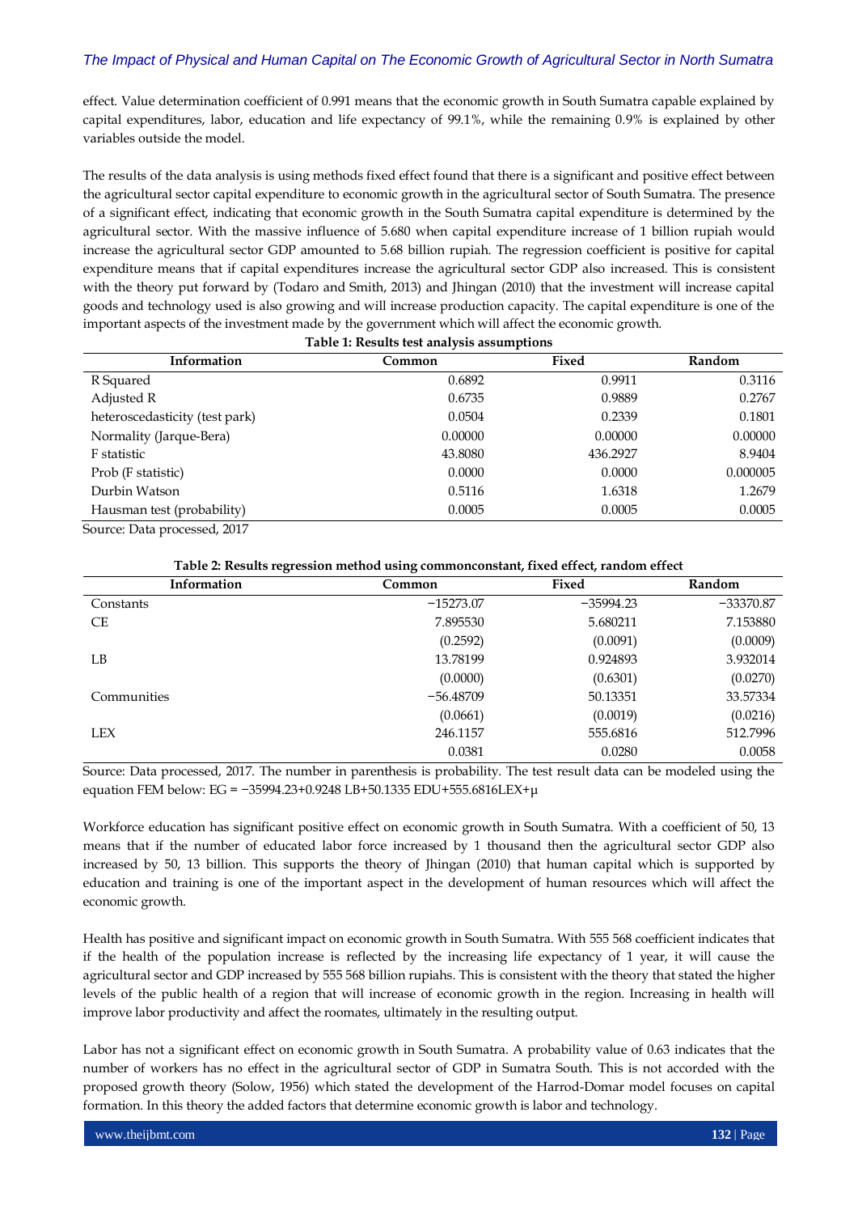effect. Value determination coefficient of 0.991 means that the economic growth in South Sumatra capable explained by capital expenditures, labor, education and life expectancy of 99.1%, while the remaining 0.9% is explained by other variables outside the model.

The results of the data analysis is using methods fixed effect found that there is a significant and positive effect between the agricultural sector capital expenditure to economic growth in the agricultural sector of South Sumatra. The presence of a significant effect, indicating that economic growth in the South Sumatra capital expenditure is determined by the agricultural sector. With the massive influence of 5.680 when capital expenditure increase of 1 billion rupiah would increase the agricultural sector GDP amounted to 5.68 billion rupiah. The regression coefficient is positive for capital expenditure means that if capital expenditures increase the agricultural sector GDP also increased. This is consistent with the theory put forward by (Todaro and Smith, 2013) and Jhingan (2010) that the investment will increase capital goods and technology used is also growing and will increase production capacity. The capital expenditure is one of the important aspects of the investment made by the government which will affect the economic growth.

**Table 1: Results test analysis assumptions**

| Information | Common | Fixed | Random |
|---|---|---|---|
| R Squared | 0.6892 | 0.9911 | 0.3116 |
| Adjusted R | 0.6735 | 0.9889 | 0.2767 |
| heteroscedasticity (test park) | 0.0504 | 0.2339 | 0.1801 |
| Normality (Jarque-Bera) | 0.00000 | 0.00000 | 0.00000 |
| F statistic | 43.8080 | 436.2927 | 8.9404 |
| Prob (F statistic) | 0.0000 | 0.0000 | 0.000005 |
| Durbin Watson | 0.5116 | 1.6318 | 1.2679 |
| Hausman test (probability) | 0.0005 | 0.0005 | 0.0005 |

Source: Data processed, 2017

**Table 2: Results regression method using commonconstant, fixed effect, random effect**

| Information | Common | Fixed | Random |
|---|---|---|---|
| Constants | −15273.07 | −35994.23 | −33370.87 |
| CE | 7.895530 | 5.680211 | 7.153880 |
| | (0.2592) | (0.0091) | (0.0009) |
| LB | 13.78199 | 0.924893 | 3.932014 |
| | (0.0000) | (0.6301) | (0.0270) |
| Communities | −56.48709 | 50.13351 | 33.57334 |
| | (0.0661) | (0.0019) | (0.0216) |
| LEX | 246.1157 | 555.6816 | 512.7996 |
| | 0.0381 | 0.0280 | 0.0058 |

Source: Data processed, 2017. The number in parenthesis is probability. The test result data can be modeled using the equation FEM below: EG = −35994.23+0.9248 LB+50.1335 EDU+555.6816LEX+μ

Workforce education has significant positive effect on economic growth in South Sumatra. With a coefficient of 50, 13 means that if the number of educated labor force increased by 1 thousand then the agricultural sector GDP also increased by 50, 13 billion. This supports the theory of Jhingan (2010) that human capital which is supported by education and training is one of the important aspect in the development of human resources which will affect the economic growth.

Health has positive and significant impact on economic growth in South Sumatra. With 555 568 coefficient indicates that if the health of the population increase is reflected by the increasing life expectancy of 1 year, it will cause the agricultural sector and GDP increased by 555 568 billion rupiahs. This is consistent with the theory that stated the higher levels of the public health of a region that will increase of economic growth in the region. Increasing in health will improve labor productivity and affect the roomates, ultimately in the resulting output.

Labor has not a significant effect on economic growth in South Sumatra. A probability value of 0.63 indicates that the number of workers has no effect in the agricultural sector of GDP in Sumatra South. This is not accorded with the proposed growth theory (Solow, 1956) which stated the development of the Harrod-Domar model focuses on capital formation. In this theory the added factors that determine economic growth is labor and technology.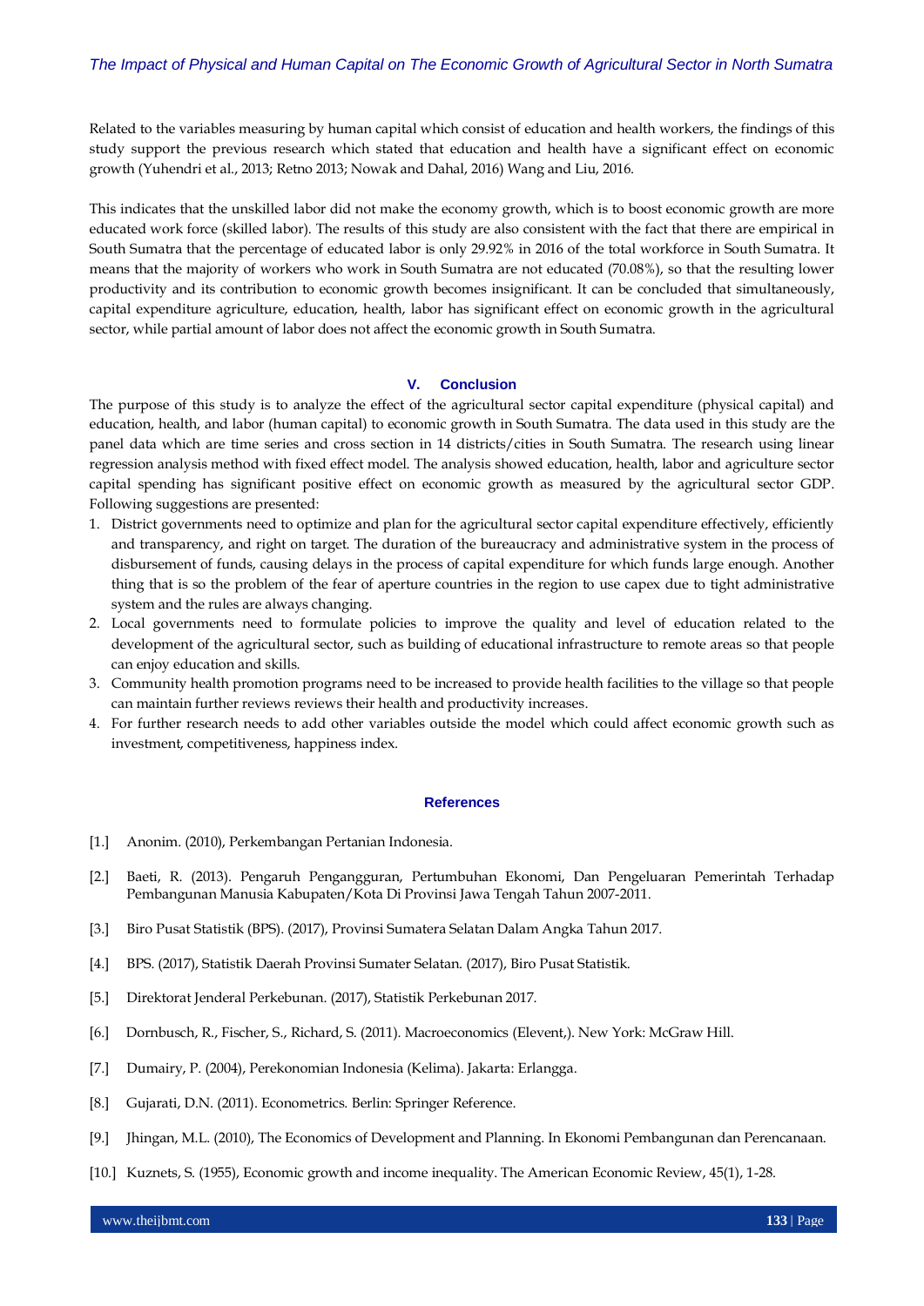Related to the variables measuring by human capital which consist of education and health workers, the findings of this study support the previous research which stated that education and health have a significant effect on economic growth (Yuhendri et al., 2013; Retno 2013; Nowak and Dahal, 2016) Wang and Liu, 2016.

This indicates that the unskilled labor did not make the economy growth, which is to boost economic growth are more educated work force (skilled labor). The results of this study are also consistent with the fact that there are empirical in South Sumatra that the percentage of educated labor is only 29.92% in 2016 of the total workforce in South Sumatra. It means that the majority of workers who work in South Sumatra are not educated (70.08%), so that the resulting lower productivity and its contribution to economic growth becomes insignificant. It can be concluded that simultaneously, capital expenditure agriculture, education, health, labor has significant effect on economic growth in the agricultural sector, while partial amount of labor does not affect the economic growth in South Sumatra.

## V. Conclusion

The purpose of this study is to analyze the effect of the agricultural sector capital expenditure (physical capital) and education, health, and labor (human capital) to economic growth in South Sumatra. The data used in this study are the panel data which are time series and cross section in 14 districts/cities in South Sumatra. The research using linear regression analysis method with fixed effect model. The analysis showed education, health, labor and agriculture sector capital spending has significant positive effect on economic growth as measured by the agricultural sector GDP. Following suggestions are presented:

1. District governments need to optimize and plan for the agricultural sector capital expenditure effectively, efficiently and transparency, and right on target. The duration of the bureaucracy and administrative system in the process of disbursement of funds, causing delays in the process of capital expenditure for which funds large enough. Another thing that is so the problem of the fear of aperture countries in the region to use capex due to tight administrative system and the rules are always changing.
2. Local governments need to formulate policies to improve the quality and level of education related to the development of the agricultural sector, such as building of educational infrastructure to remote areas so that people can enjoy education and skills.
3. Community health promotion programs need to be increased to provide health facilities to the village so that people can maintain further reviews reviews their health and productivity increases.
4. For further research needs to add other variables outside the model which could affect economic growth such as investment, competitiveness, happiness index.

## References

[1.] Anonim. (2010), Perkembangan Pertanian Indonesia.

[2.] Baeti, R. (2013). Pengaruh Pengangguran, Pertumbuhan Ekonomi, Dan Pengeluaran Pemerintah Terhadap Pembangunan Manusia Kabupaten/Kota Di Provinsi Jawa Tengah Tahun 2007-2011.

[3.] Biro Pusat Statistik (BPS). (2017), Provinsi Sumatera Selatan Dalam Angka Tahun 2017.

[4.] BPS. (2017), Statistik Daerah Provinsi Sumater Selatan. (2017), Biro Pusat Statistik.

[5.] Direktorat Jenderal Perkebunan. (2017), Statistik Perkebunan 2017.

[6.] Dornbusch, R., Fischer, S., Richard, S. (2011). Macroeconomics (Elevent,). New York: McGraw Hill.

[7.] Dumairy, P. (2004), Perekonomian Indonesia (Kelima). Jakarta: Erlangga.

[8.] Gujarati, D.N. (2011). Econometrics. Berlin: Springer Reference.

[9.] Jhingan, M.L. (2010), The Economics of Development and Planning. In Ekonomi Pembangunan dan Perencanaan.

[10.] Kuznets, S. (1955), Economic growth and income inequality. The American Economic Review, 45(1), 1-28.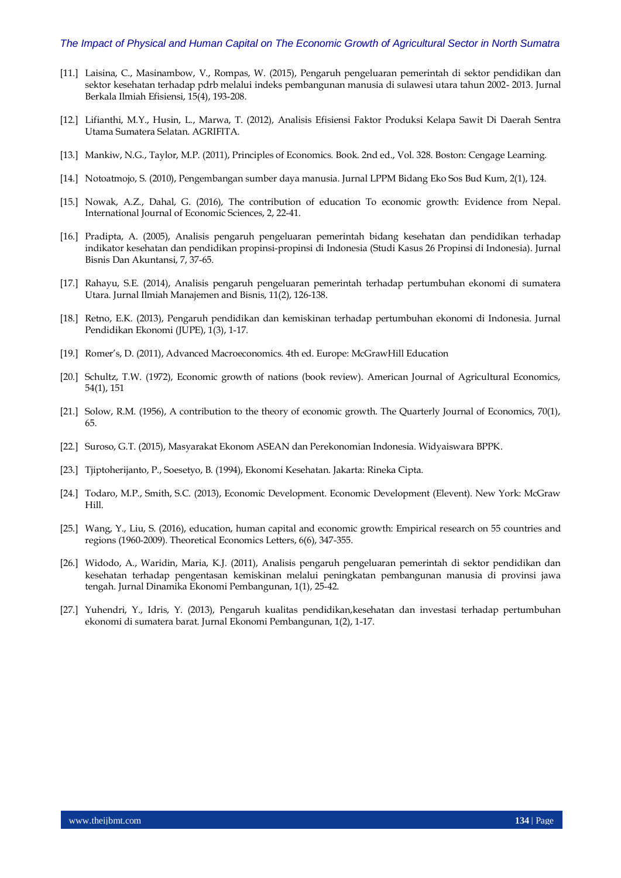[11.] Laisina, C., Masinambow, V., Rompas, W. (2015), Pengaruh pengeluaran pemerintah di sektor pendidikan dan sektor kesehatan terhadap pdrb melalui indeks pembangunan manusia di sulawesi utara tahun 2002- 2013. Jurnal Berkala Ilmiah Efisiensi, 15(4), 193-208.

[12.] Lifianthi, M.Y., Husin, L., Marwa, T. (2012), Analisis Efisiensi Faktor Produksi Kelapa Sawit Di Daerah Sentra Utama Sumatera Selatan. AGRIFITA.

[13.] Mankiw, N.G., Taylor, M.P. (2011), Principles of Economics. Book. 2nd ed., Vol. 328. Boston: Cengage Learning.

[14.] Notoatmojo, S. (2010), Pengembangan sumber daya manusia. Jurnal LPPM Bidang Eko Sos Bud Kum, 2(1), 124.

[15.] Nowak, A.Z., Dahal, G. (2016), The contribution of education To economic growth: Evidence from Nepal. International Journal of Economic Sciences, 2, 22-41.

[16.] Pradipta, A. (2005), Analisis pengaruh pengeluaran pemerintah bidang kesehatan dan pendidikan terhadap indikator kesehatan dan pendidikan propinsi-propinsi di Indonesia (Studi Kasus 26 Propinsi di Indonesia). Jurnal Bisnis Dan Akuntansi, 7, 37-65.

[17.] Rahayu, S.E. (2014), Analisis pengaruh pengeluaran pemerintah terhadap pertumbuhan ekonomi di sumatera Utara. Jurnal Ilmiah Manajemen and Bisnis, 11(2), 126-138.

[18.] Retno, E.K. (2013), Pengaruh pendidikan dan kemiskinan terhadap pertumbuhan ekonomi di Indonesia. Jurnal Pendidikan Ekonomi (JUPE), 1(3), 1-17.

[19.] Romer's, D. (2011), Advanced Macroeconomics. 4th ed. Europe: McGrawHill Education

[20.] Schultz, T.W. (1972), Economic growth of nations (book review). American Journal of Agricultural Economics, 54(1), 151

[21.] Solow, R.M. (1956), A contribution to the theory of economic growth. The Quarterly Journal of Economics, 70(1), 65.

[22.] Suroso, G.T. (2015), Masyarakat Ekonom ASEAN dan Perekonomian Indonesia. Widyaiswara BPPK.

[23.] Tjiptoherijanto, P., Soesetyo, B. (1994), Ekonomi Kesehatan. Jakarta: Rineka Cipta.

[24.] Todaro, M.P., Smith, S.C. (2013), Economic Development. Economic Development (Elevent). New York: McGraw Hill.

[25.] Wang, Y., Liu, S. (2016), education, human capital and economic growth: Empirical research on 55 countries and regions (1960-2009). Theoretical Economics Letters, 6(6), 347-355.

[26.] Widodo, A., Waridin, Maria, K.J. (2011), Analisis pengaruh pengeluaran pemerintah di sektor pendidikan dan kesehatan terhadap pengentasan kemiskinan melalui peningkatan pembangunan manusia di provinsi jawa tengah. Jurnal Dinamika Ekonomi Pembangunan, 1(1), 25-42.

[27.] Yuhendri, Y., Idris, Y. (2013), Pengaruh kualitas pendidikan,kesehatan dan investasi terhadap pertumbuhan ekonomi di sumatera barat. Jurnal Ekonomi Pembangunan, 1(2), 1-17.